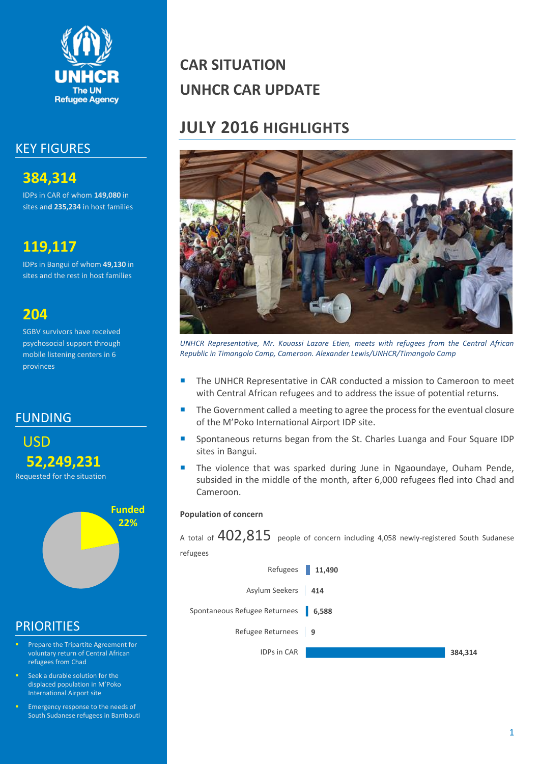UNHCR
The UN Refugee Agency

## KEY FIGURES

**384,314**

IDPs in CAR of whom **149,080** in sites and **235,234** in host families

**119,117**

IDPs in Bangui of whom **49,130** in sites and the rest in host families

**204**

SGBV survivors have received psychosocial support through mobile listening centers in 6 provinces

## FUNDING

**USD 52,249,231**

Requested for the situation

**Funded 22%**

## PRIORITIES

- Prepare the Tripartite Agreement for voluntary return of Central African refugees from Chad
- Seek a durable solution for the displaced population in M'Poko International Airport site
- Emergency response to the needs of South Sudanese refugees in Bambouti

# CAR SITUATION

# UNHCR CAR UPDATE

## JULY 2016 HIGHLIGHTS

*UNHCR Representative, Mr. Kouassi Lazare Etien, meets with refugees from the Central African Republic in Timangolo Camp, Cameroon. Alexander Lewis/UNHCR/Timangolo Camp*

- The UNHCR Representative in CAR conducted a mission to Cameroon to meet with Central African refugees and to address the issue of potential returns.
- The Government called a meeting to agree the process for the eventual closure of the M'Poko International Airport IDP site.
- Spontaneous returns began from the St. Charles Luanga and Four Square IDP sites in Bangui.
- The violence that was sparked during June in Ngaoundaye, Ouham Pende, subsided in the middle of the month, after 6,000 refugees fled into Chad and Cameroon.

**Population of concern**

A total of 402,815 people of concern including 4,058 newly-registered South Sudanese refugees

| Category | Number |
|---|---|
| Refugees | 11,490 |
| Asylum Seekers | 414 |
| Spontaneous Refugee Returnees | 6,588 |
| Refugee Returnees | 9 |
| IDPs in CAR | 384,314 |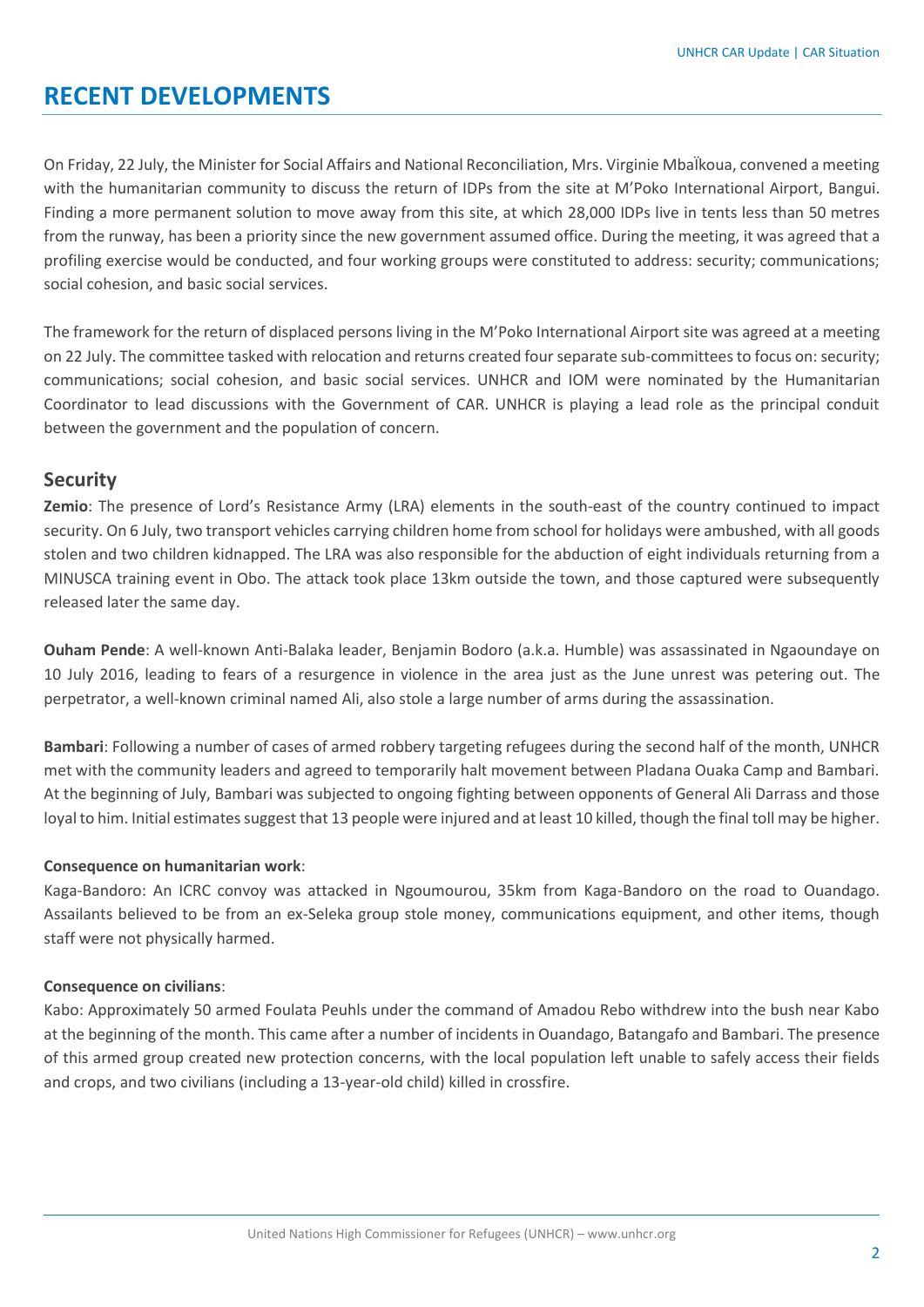# RECENT DEVELOPMENTS

On Friday, 22 July, the Minister for Social Affairs and National Reconciliation, Mrs. Virginie MbaÏkoua, convened a meeting with the humanitarian community to discuss the return of IDPs from the site at M'Poko International Airport, Bangui. Finding a more permanent solution to move away from this site, at which 28,000 IDPs live in tents less than 50 metres from the runway, has been a priority since the new government assumed office. During the meeting, it was agreed that a profiling exercise would be conducted, and four working groups were constituted to address: security; communications; social cohesion, and basic social services.

The framework for the return of displaced persons living in the M'Poko International Airport site was agreed at a meeting on 22 July. The committee tasked with relocation and returns created four separate sub-committees to focus on: security; communications; social cohesion, and basic social services. UNHCR and IOM were nominated by the Humanitarian Coordinator to lead discussions with the Government of CAR. UNHCR is playing a lead role as the principal conduit between the government and the population of concern.

## Security

**Zemio**: The presence of Lord's Resistance Army (LRA) elements in the south-east of the country continued to impact security. On 6 July, two transport vehicles carrying children home from school for holidays were ambushed, with all goods stolen and two children kidnapped. The LRA was also responsible for the abduction of eight individuals returning from a MINUSCA training event in Obo. The attack took place 13km outside the town, and those captured were subsequently released later the same day.

**Ouham Pende**: A well-known Anti-Balaka leader, Benjamin Bodoro (a.k.a. Humble) was assassinated in Ngaoundaye on 10 July 2016, leading to fears of a resurgence in violence in the area just as the June unrest was petering out. The perpetrator, a well-known criminal named Ali, also stole a large number of arms during the assassination.

**Bambari**: Following a number of cases of armed robbery targeting refugees during the second half of the month, UNHCR met with the community leaders and agreed to temporarily halt movement between Pladana Ouaka Camp and Bambari. At the beginning of July, Bambari was subjected to ongoing fighting between opponents of General Ali Darrass and those loyal to him. Initial estimates suggest that 13 people were injured and at least 10 killed, though the final toll may be higher.

**Consequence on humanitarian work**:

Kaga-Bandoro: An ICRC convoy was attacked in Ngoumourou, 35km from Kaga-Bandoro on the road to Ouandago. Assailants believed to be from an ex-Seleka group stole money, communications equipment, and other items, though staff were not physically harmed.

**Consequence on civilians**:

Kabo: Approximately 50 armed Foulata Peuhls under the command of Amadou Rebo withdrew into the bush near Kabo at the beginning of the month. This came after a number of incidents in Ouandago, Batangafo and Bambari. The presence of this armed group created new protection concerns, with the local population left unable to safely access their fields and crops, and two civilians (including a 13-year-old child) killed in crossfire.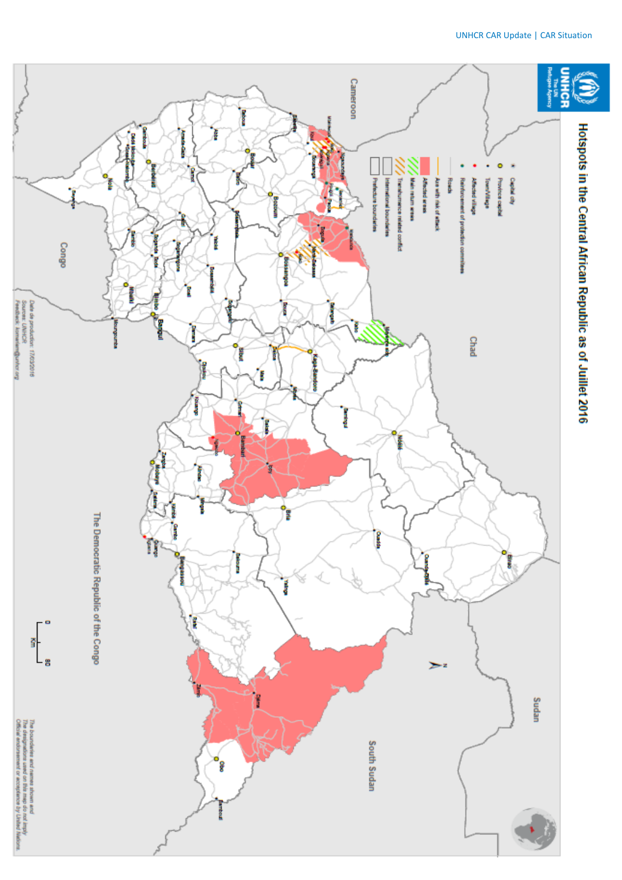# Hotspots in the Central African Republic as of Juillet 2016

- Capital city
- Province capital
- Town/Village
- Affected village
- Reinforcement of protection committees
- Roads
- Axe with risk of attack
- Affected areas
- Main return areas
- Transhumance related conflict
- International boundaries
- Prefecture boundaries

Date de production: 17/08/2016
Sources: UNHCR
Feedback: Kishnarm@unhcr.org

The boundaries and names shown and the designations used on this map do not imply official endorsement or acceptance by United Nations.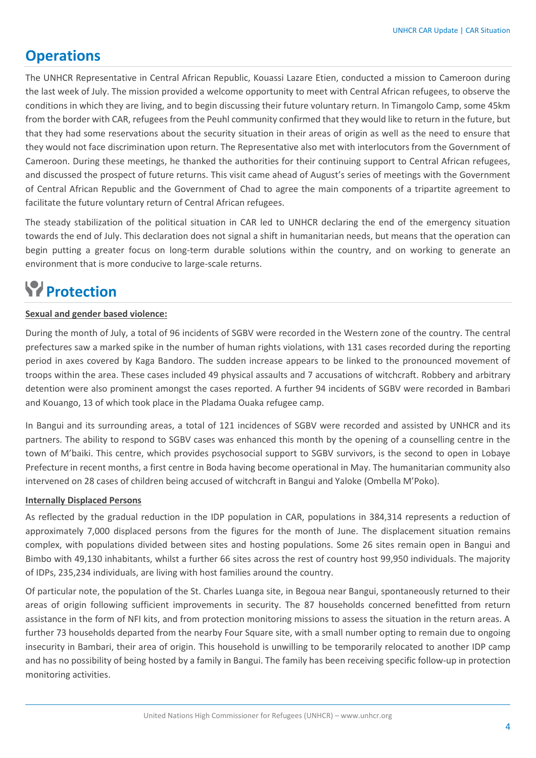## Operations

The UNHCR Representative in Central African Republic, Kouassi Lazare Etien, conducted a mission to Cameroon during the last week of July. The mission provided a welcome opportunity to meet with Central African refugees, to observe the conditions in which they are living, and to begin discussing their future voluntary return. In Timangolo Camp, some 45km from the border with CAR, refugees from the Peuhl community confirmed that they would like to return in the future, but that they had some reservations about the security situation in their areas of origin as well as the need to ensure that they would not face discrimination upon return. The Representative also met with interlocutors from the Government of Cameroon. During these meetings, he thanked the authorities for their continuing support to Central African refugees, and discussed the prospect of future returns. This visit came ahead of August's series of meetings with the Government of Central African Republic and the Government of Chad to agree the main components of a tripartite agreement to facilitate the future voluntary return of Central African refugees.

The steady stabilization of the political situation in CAR led to UNHCR declaring the end of the emergency situation towards the end of July. This declaration does not signal a shift in humanitarian needs, but means that the operation can begin putting a greater focus on long-term durable solutions within the country, and on working to generate an environment that is more conducive to large-scale returns.

## Protection

**Sexual and gender based violence:**

During the month of July, a total of 96 incidents of SGBV were recorded in the Western zone of the country. The central prefectures saw a marked spike in the number of human rights violations, with 131 cases recorded during the reporting period in axes covered by Kaga Bandoro. The sudden increase appears to be linked to the pronounced movement of troops within the area. These cases included 49 physical assaults and 7 accusations of witchcraft. Robbery and arbitrary detention were also prominent amongst the cases reported. A further 94 incidents of SGBV were recorded in Bambari and Kouango, 13 of which took place in the Pladama Ouaka refugee camp.

In Bangui and its surrounding areas, a total of 121 incidences of SGBV were recorded and assisted by UNHCR and its partners. The ability to respond to SGBV cases was enhanced this month by the opening of a counselling centre in the town of M'baiki. This centre, which provides psychosocial support to SGBV survivors, is the second to open in Lobaye Prefecture in recent months, a first centre in Boda having become operational in May. The humanitarian community also intervened on 28 cases of children being accused of witchcraft in Bangui and Yaloke (Ombella M'Poko).

**Internally Displaced Persons**

As reflected by the gradual reduction in the IDP population in CAR, populations in 384,314 represents a reduction of approximately 7,000 displaced persons from the figures for the month of June. The displacement situation remains complex, with populations divided between sites and hosting populations. Some 26 sites remain open in Bangui and Bimbo with 49,130 inhabitants, whilst a further 66 sites across the rest of country host 99,950 individuals. The majority of IDPs, 235,234 individuals, are living with host families around the country.

Of particular note, the population of the St. Charles Luanga site, in Begoua near Bangui, spontaneously returned to their areas of origin following sufficient improvements in security. The 87 households concerned benefitted from return assistance in the form of NFI kits, and from protection monitoring missions to assess the situation in the return areas. A further 73 households departed from the nearby Four Square site, with a small number opting to remain due to ongoing insecurity in Bambari, their area of origin. This household is unwilling to be temporarily relocated to another IDP camp and has no possibility of being hosted by a family in Bangui. The family has been receiving specific follow-up in protection monitoring activities.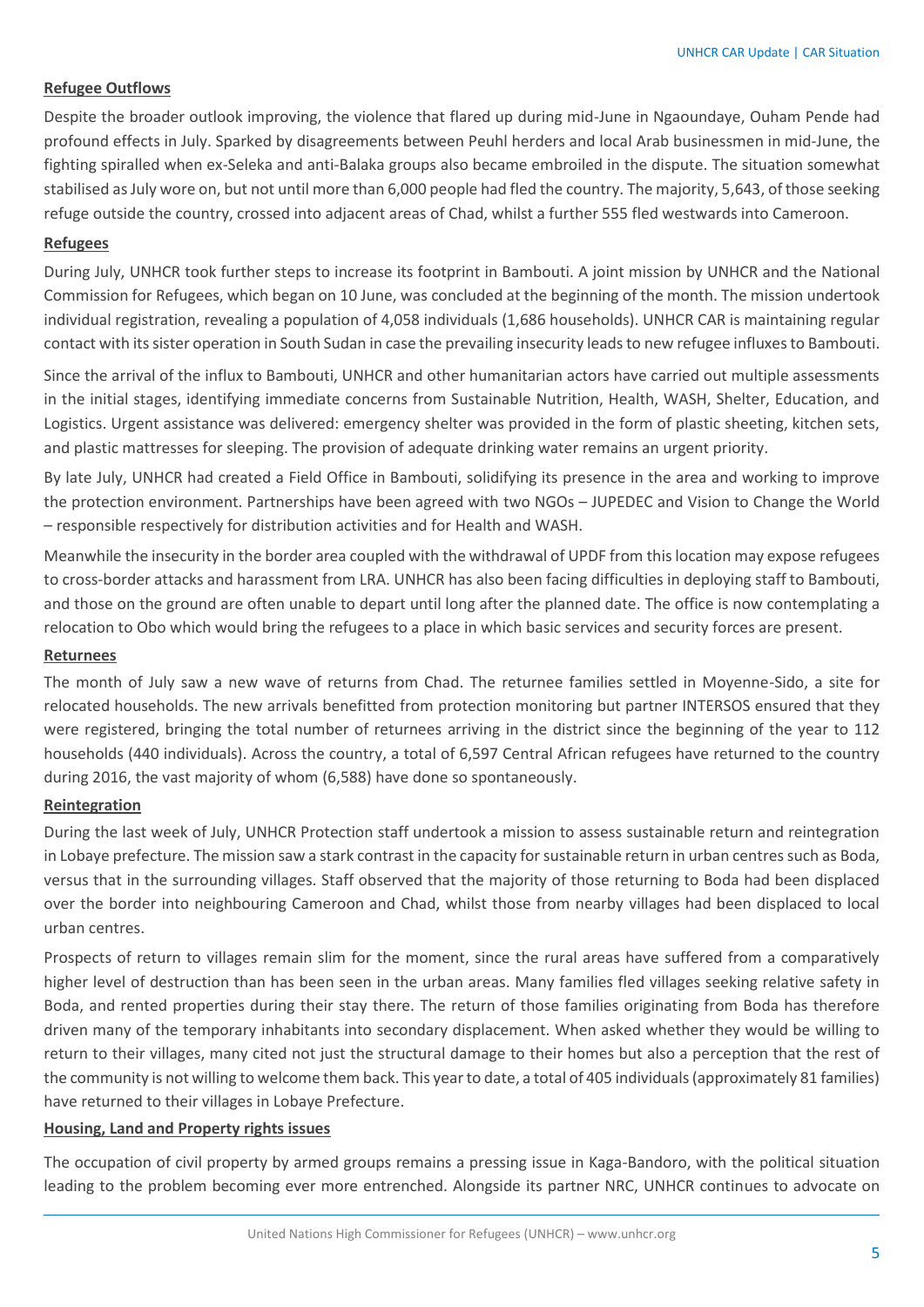**Refugee Outflows**

Despite the broader outlook improving, the violence that flared up during mid-June in Ngaoundaye, Ouham Pende had profound effects in July. Sparked by disagreements between Peuhl herders and local Arab businessmen in mid-June, the fighting spiralled when ex-Seleka and anti-Balaka groups also became embroiled in the dispute. The situation somewhat stabilised as July wore on, but not until more than 6,000 people had fled the country. The majority, 5,643, of those seeking refuge outside the country, crossed into adjacent areas of Chad, whilst a further 555 fled westwards into Cameroon.

**Refugees**

During July, UNHCR took further steps to increase its footprint in Bambouti. A joint mission by UNHCR and the National Commission for Refugees, which began on 10 June, was concluded at the beginning of the month. The mission undertook individual registration, revealing a population of 4,058 individuals (1,686 households). UNHCR CAR is maintaining regular contact with its sister operation in South Sudan in case the prevailing insecurity leads to new refugee influxes to Bambouti.

Since the arrival of the influx to Bambouti, UNHCR and other humanitarian actors have carried out multiple assessments in the initial stages, identifying immediate concerns from Sustainable Nutrition, Health, WASH, Shelter, Education, and Logistics. Urgent assistance was delivered: emergency shelter was provided in the form of plastic sheeting, kitchen sets, and plastic mattresses for sleeping. The provision of adequate drinking water remains an urgent priority.

By late July, UNHCR had created a Field Office in Bambouti, solidifying its presence in the area and working to improve the protection environment. Partnerships have been agreed with two NGOs – JUPEDEC and Vision to Change the World – responsible respectively for distribution activities and for Health and WASH.

Meanwhile the insecurity in the border area coupled with the withdrawal of UPDF from this location may expose refugees to cross-border attacks and harassment from LRA. UNHCR has also been facing difficulties in deploying staff to Bambouti, and those on the ground are often unable to depart until long after the planned date. The office is now contemplating a relocation to Obo which would bring the refugees to a place in which basic services and security forces are present.

**Returnees**

The month of July saw a new wave of returns from Chad. The returnee families settled in Moyenne-Sido, a site for relocated households. The new arrivals benefitted from protection monitoring but partner INTERSOS ensured that they were registered, bringing the total number of returnees arriving in the district since the beginning of the year to 112 households (440 individuals). Across the country, a total of 6,597 Central African refugees have returned to the country during 2016, the vast majority of whom (6,588) have done so spontaneously.

**Reintegration**

During the last week of July, UNHCR Protection staff undertook a mission to assess sustainable return and reintegration in Lobaye prefecture. The mission saw a stark contrast in the capacity for sustainable return in urban centres such as Boda, versus that in the surrounding villages. Staff observed that the majority of those returning to Boda had been displaced over the border into neighbouring Cameroon and Chad, whilst those from nearby villages had been displaced to local urban centres.

Prospects of return to villages remain slim for the moment, since the rural areas have suffered from a comparatively higher level of destruction than has been seen in the urban areas. Many families fled villages seeking relative safety in Boda, and rented properties during their stay there. The return of those families originating from Boda has therefore driven many of the temporary inhabitants into secondary displacement. When asked whether they would be willing to return to their villages, many cited not just the structural damage to their homes but also a perception that the rest of the community is not willing to welcome them back. This year to date, a total of 405 individuals (approximately 81 families) have returned to their villages in Lobaye Prefecture.

**Housing, Land and Property rights issues**

The occupation of civil property by armed groups remains a pressing issue in Kaga-Bandoro, with the political situation leading to the problem becoming ever more entrenched. Alongside its partner NRC, UNHCR continues to advocate on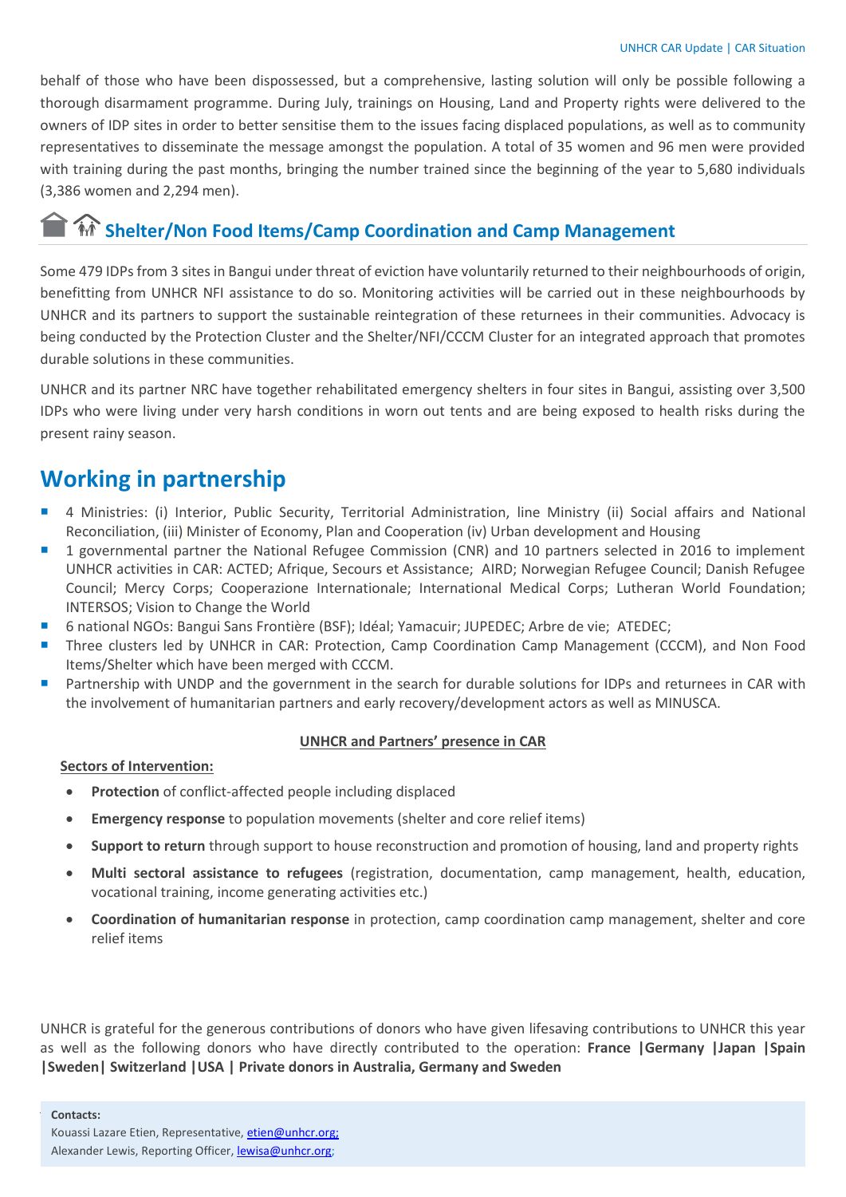behalf of those who have been dispossessed, but a comprehensive, lasting solution will only be possible following a thorough disarmament programme. During July, trainings on Housing, Land and Property rights were delivered to the owners of IDP sites in order to better sensitise them to the issues facing displaced populations, as well as to community representatives to disseminate the message amongst the population. A total of 35 women and 96 men were provided with training during the past months, bringing the number trained since the beginning of the year to 5,680 individuals (3,386 women and 2,294 men).

## Shelter/Non Food Items/Camp Coordination and Camp Management

Some 479 IDPs from 3 sites in Bangui under threat of eviction have voluntarily returned to their neighbourhoods of origin, benefitting from UNHCR NFI assistance to do so. Monitoring activities will be carried out in these neighbourhoods by UNHCR and its partners to support the sustainable reintegration of these returnees in their communities. Advocacy is being conducted by the Protection Cluster and the Shelter/NFI/CCCM Cluster for an integrated approach that promotes durable solutions in these communities.

UNHCR and its partner NRC have together rehabilitated emergency shelters in four sites in Bangui, assisting over 3,500 IDPs who were living under very harsh conditions in worn out tents and are being exposed to health risks during the present rainy season.

# Working in partnership

- 4 Ministries: (i) Interior, Public Security, Territorial Administration, line Ministry (ii) Social affairs and National Reconciliation, (iii) Minister of Economy, Plan and Cooperation (iv) Urban development and Housing
- 1 governmental partner the National Refugee Commission (CNR) and 10 partners selected in 2016 to implement UNHCR activities in CAR: ACTED; Afrique, Secours et Assistance; AIRD; Norwegian Refugee Council; Danish Refugee Council; Mercy Corps; Cooperazione Internationale; International Medical Corps; Lutheran World Foundation; INTERSOS; Vision to Change the World
- 6 national NGOs: Bangui Sans Frontière (BSF); Idéal; Yamacuir; JUPEDEC; Arbre de vie; ATEDEC;
- Three clusters led by UNHCR in CAR: Protection, Camp Coordination Camp Management (CCCM), and Non Food Items/Shelter which have been merged with CCCM.
- Partnership with UNDP and the government in the search for durable solutions for IDPs and returnees in CAR with the involvement of humanitarian partners and early recovery/development actors as well as MINUSCA.

**UNHCR and Partners' presence in CAR**

**Sectors of Intervention:**

- **Protection** of conflict-affected people including displaced
- **Emergency response** to population movements (shelter and core relief items)
- **Support to return** through support to house reconstruction and promotion of housing, land and property rights
- **Multi sectoral assistance to refugees** (registration, documentation, camp management, health, education, vocational training, income generating activities etc.)
- **Coordination of humanitarian response** in protection, camp coordination camp management, shelter and core relief items

UNHCR is grateful for the generous contributions of donors who have given lifesaving contributions to UNHCR this year as well as the following donors who directly contributed to the operation: **France |Germany |Japan |Spain |Sweden| Switzerland |USA | Private donors in Australia, Germany and Sweden**

**Contacts:**
Kouassi Lazare Etien, Representative, etien@unhcr.org;
Alexander Lewis, Reporting Officer, lewisa@unhcr.org;